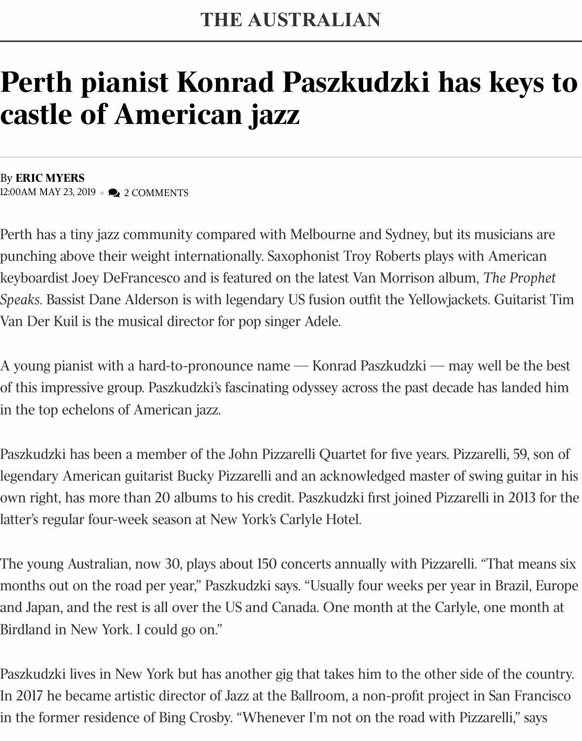THE AUSTRALIAN

# Perth pianist Konrad Paszkudzki has keys to castle of American jazz

By **ERIC MYERS**
12:00AM MAY 23, 2019 • 2 COMMENTS

Perth has a tiny jazz community compared with Melbourne and Sydney, but its musicians are punching above their weight internationally. Saxophonist Troy Roberts plays with American keyboardist Joey DeFrancesco and is featured on the latest Van Morrison album, *The Prophet Speaks*. Bassist Dane Alderson is with legendary US fusion outfit the Yellowjackets. Guitarist Tim Van Der Kuil is the musical director for pop singer Adele.

A young pianist with a hard-to-pronounce name — Konrad Paszkudzki — may well be the best of this impressive group. Paszkudzki's fascinating odyssey across the past decade has landed him in the top echelons of American jazz.

Paszkudzki has been a member of the John Pizzarelli Quartet for five years. Pizzarelli, 59, son of legendary American guitarist Bucky Pizzarelli and an acknowledged master of swing guitar in his own right, has more than 20 albums to his credit. Paszkudzki first joined Pizzarelli in 2013 for the latter's regular four-week season at New York's Carlyle Hotel.

The young Australian, now 30, plays about 150 concerts annually with Pizzarelli. "That means six months out on the road per year," Paszkudzki says. "Usually four weeks per year in Brazil, Europe and Japan, and the rest is all over the US and Canada. One month at the Carlyle, one month at Birdland in New York. I could go on."

Paszkudzki lives in New York but has another gig that takes him to the other side of the country. In 2017 he became artistic director of Jazz at the Ballroom, a non-profit project in San Francisco in the former residence of Bing Crosby. "Whenever I'm not on the road with Pizzarelli," says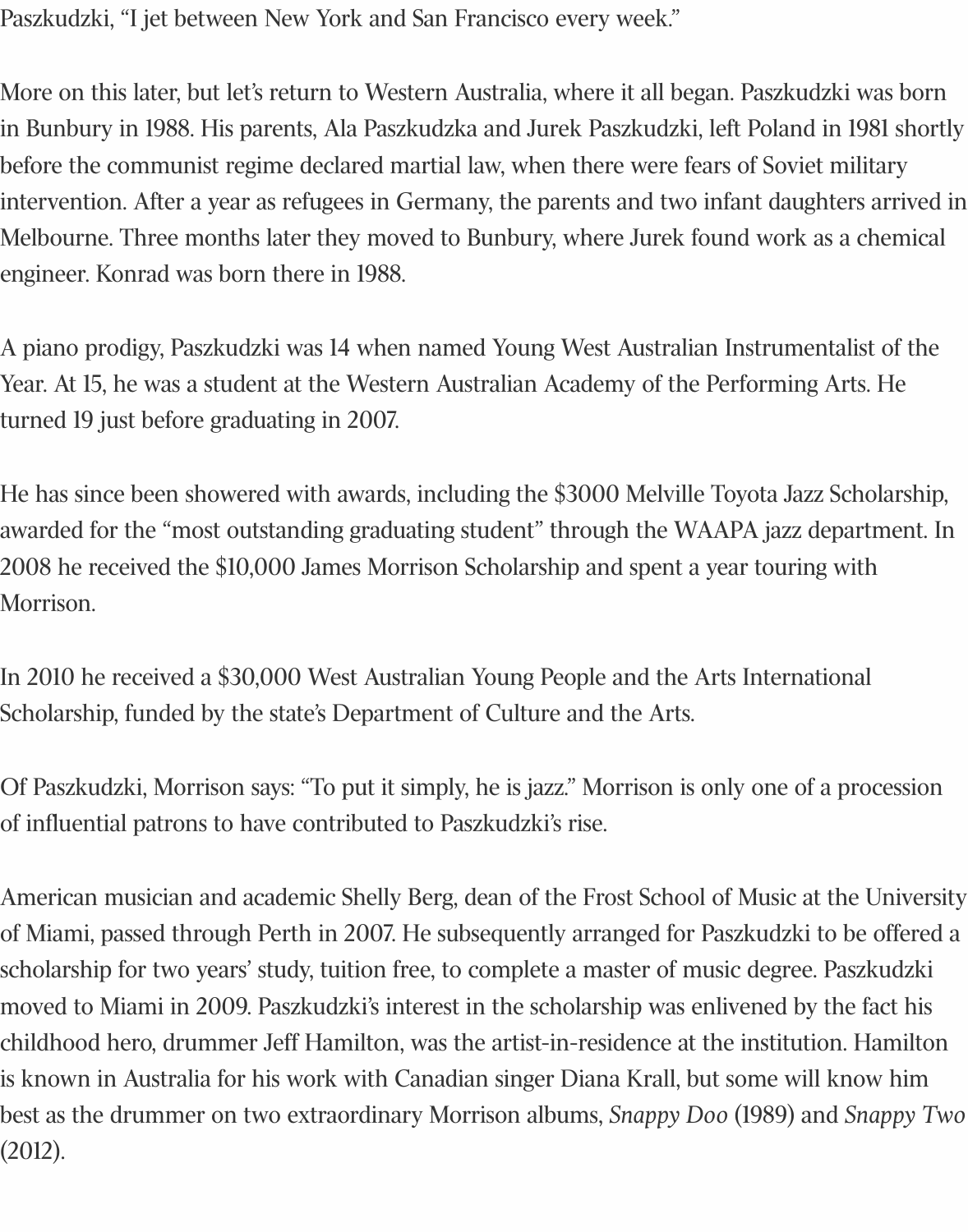Paszkudzki, “I jet between New York and San Francisco every week.”

More on this later, but let’s return to Western Australia, where it all began. Paszkudzki was born in Bunbury in 1988. His parents, Ala Paszkudzka and Jurek Paszkudzki, left Poland in 1981 shortly before the communist regime declared martial law, when there were fears of Soviet military intervention. After a year as refugees in Germany, the parents and two infant daughters arrived in Melbourne. Three months later they moved to Bunbury, where Jurek found work as a chemical engineer. Konrad was born there in 1988.

A piano prodigy, Paszkudzki was 14 when named Young West Australian Instrumentalist of the Year. At 15, he was a student at the Western Australian Academy of the Performing Arts. He turned 19 just before graduating in 2007.

He has since been showered with awards, including the $3000 Melville Toyota Jazz Scholarship, awarded for the “most outstanding graduating student” through the WAAPA jazz department. In 2008 he received the $10,000 James Morrison Scholarship and spent a year touring with Morrison.

In 2010 he received a $30,000 West Australian Young People and the Arts International Scholarship, funded by the state’s Department of Culture and the Arts.

Of Paszkudzki, Morrison says: “To put it simply, he is jazz.” Morrison is only one of a procession of influential patrons to have contributed to Paszkudzki’s rise.

American musician and academic Shelly Berg, dean of the Frost School of Music at the University of Miami, passed through Perth in 2007. He subsequently arranged for Paszkudzki to be offered a scholarship for two years’ study, tuition free, to complete a master of music degree. Paszkudzki moved to Miami in 2009. Paszkudzki’s interest in the scholarship was enlivened by the fact his childhood hero, drummer Jeff Hamilton, was the artist-in-residence at the institution. Hamilton is known in Australia for his work with Canadian singer Diana Krall, but some will know him best as the drummer on two extraordinary Morrison albums, *Snappy Doo* (1989) and *Snappy Two* (2012).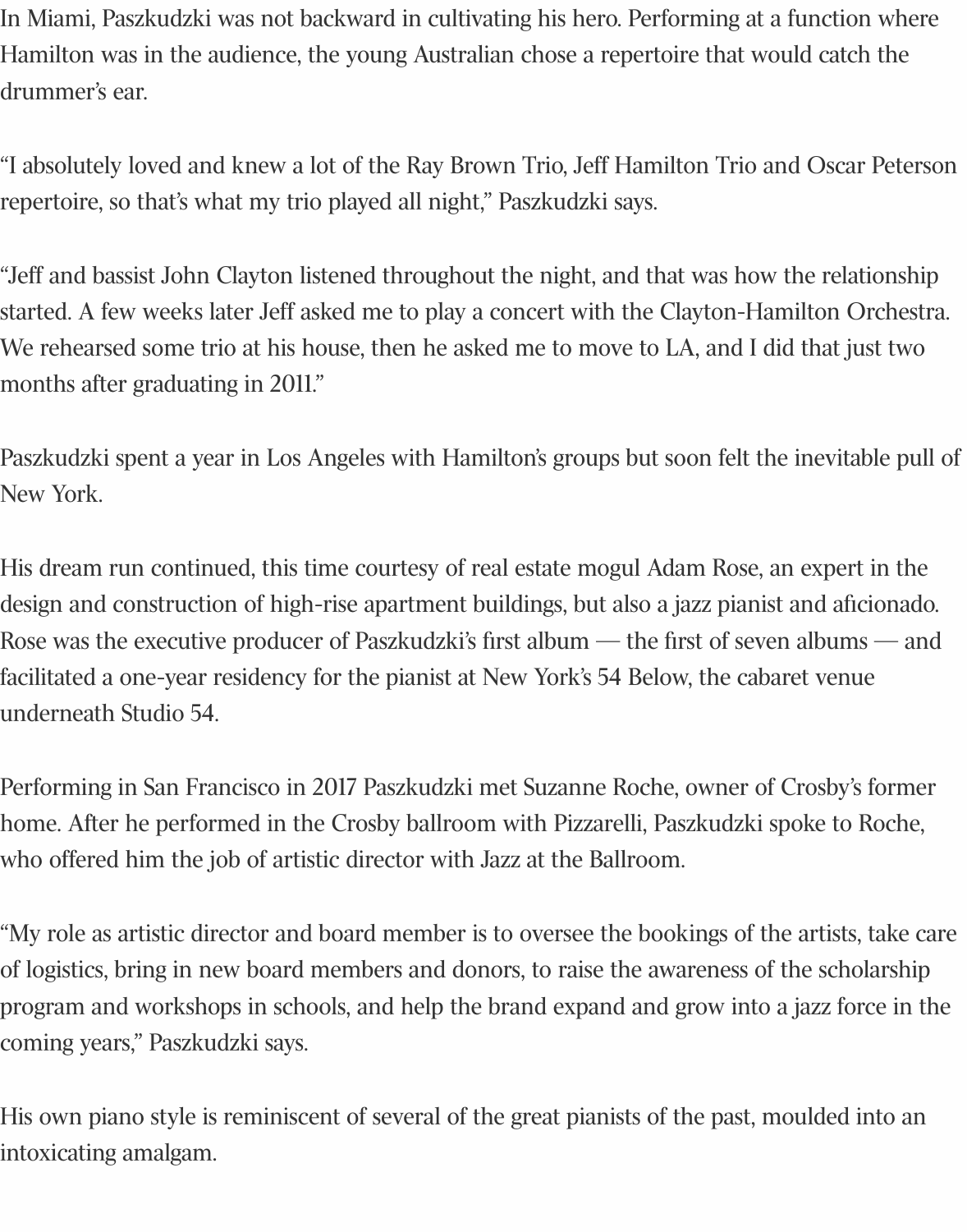In Miami, Paszkudzki was not backward in cultivating his hero. Performing at a function where Hamilton was in the audience, the young Australian chose a repertoire that would catch the drummer's ear.

"I absolutely loved and knew a lot of the Ray Brown Trio, Jeff Hamilton Trio and Oscar Peterson repertoire, so that's what my trio played all night," Paszkudzki says.

"Jeff and bassist John Clayton listened throughout the night, and that was how the relationship started. A few weeks later Jeff asked me to play a concert with the Clayton-Hamilton Orchestra. We rehearsed some trio at his house, then he asked me to move to LA, and I did that just two months after graduating in 2011."

Paszkudzki spent a year in Los Angeles with Hamilton's groups but soon felt the inevitable pull of New York.

His dream run continued, this time courtesy of real estate mogul Adam Rose, an expert in the design and construction of high-rise apartment buildings, but also a jazz pianist and aficionado. Rose was the executive producer of Paszkudzki's first album — the first of seven albums — and facilitated a one-year residency for the pianist at New York's 54 Below, the cabaret venue underneath Studio 54.

Performing in San Francisco in 2017 Paszkudzki met Suzanne Roche, owner of Crosby's former home. After he performed in the Crosby ballroom with Pizzarelli, Paszkudzki spoke to Roche, who offered him the job of artistic director with Jazz at the Ballroom.

"My role as artistic director and board member is to oversee the bookings of the artists, take care of logistics, bring in new board members and donors, to raise the awareness of the scholarship program and workshops in schools, and help the brand expand and grow into a jazz force in the coming years," Paszkudzki says.

His own piano style is reminiscent of several of the great pianists of the past, moulded into an intoxicating amalgam.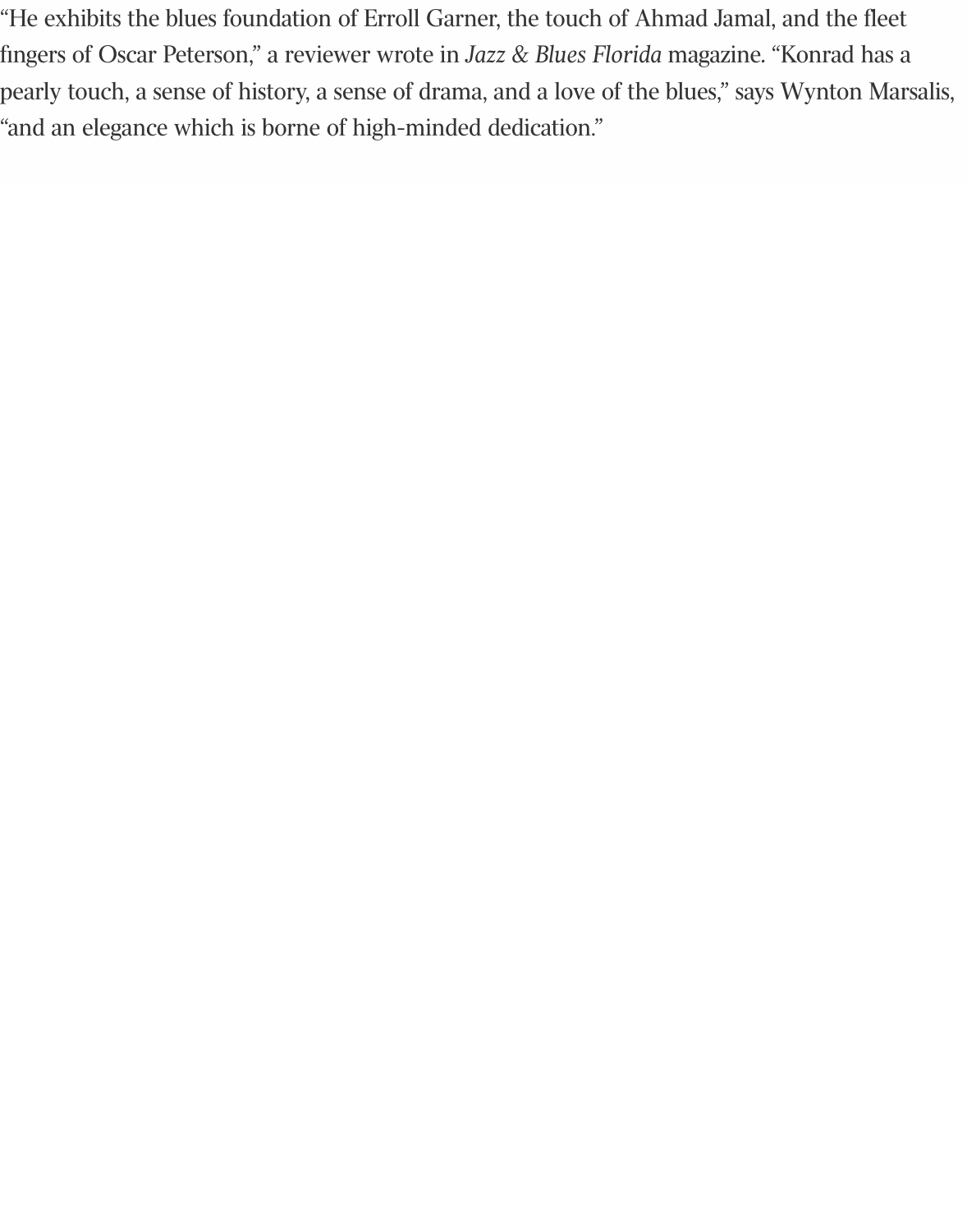“He exhibits the blues foundation of Erroll Garner, the touch of Ahmad Jamal, and the fleet fingers of Oscar Peterson,” a reviewer wrote in *Jazz & Blues Florida* magazine. “Konrad has a pearly touch, a sense of history, a sense of drama, and a love of the blues,” says Wynton Marsalis, “and an elegance which is borne of high-minded dedication.”